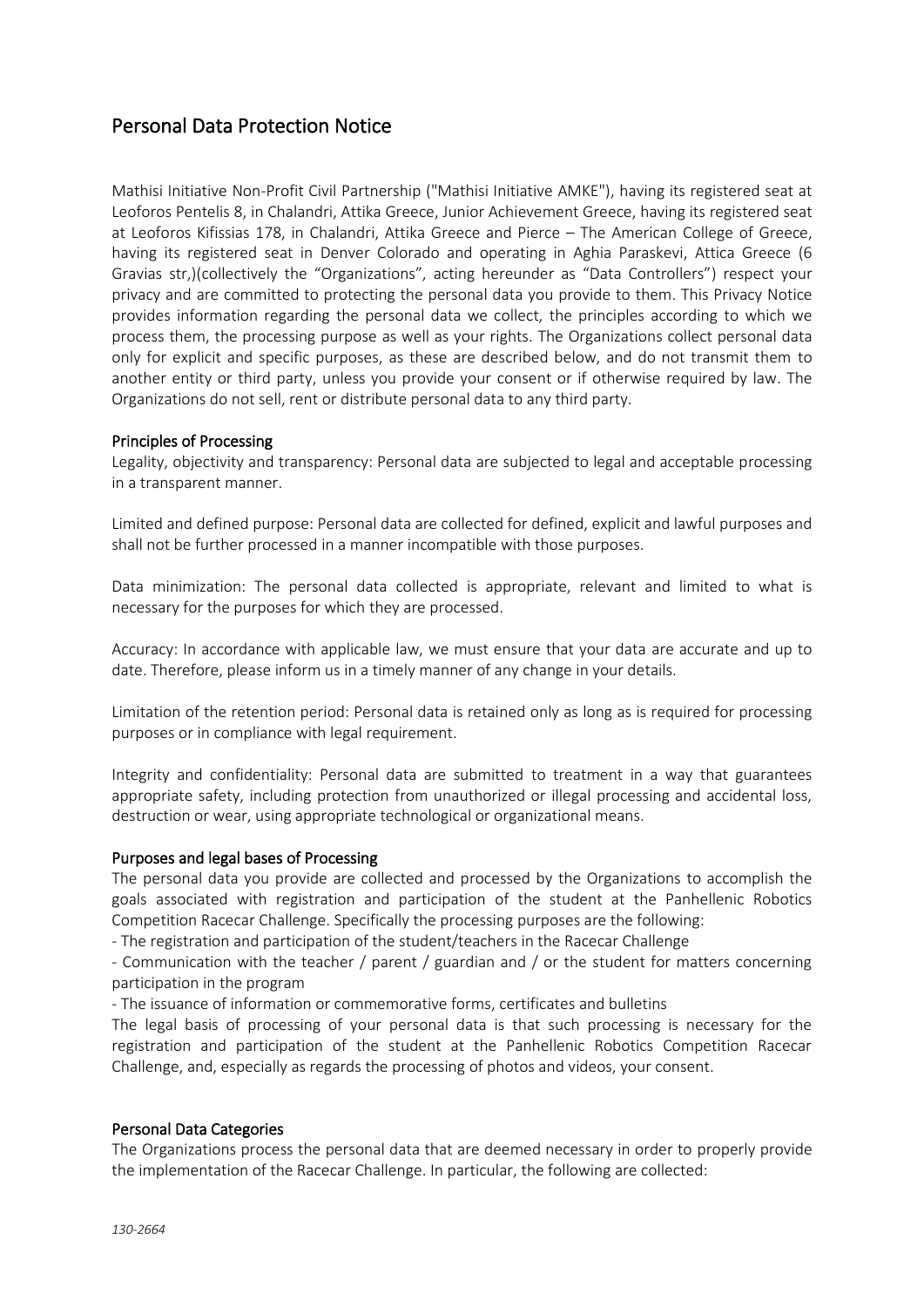# Personal Data Protection Notice

Mathisi Initiative Non-Profit Civil Partnership ("Mathisi Initiative AMKE"), having its registered seat at Leoforos Pentelis 8, in Chalandri, Attika Greece, Junior Achievement Greece, having its registered seat at Leoforos Kifissias 178, in Chalandri, Attika Greece and Pierce – The American College of Greece, having its registered seat in Denver Colorado and operating in Aghia Paraskevi, Attica Greece (6 Gravias str,)(collectively the "Organizations", acting hereunder as "Data Controllers") respect your privacy and are committed to protecting the personal data you provide to them. This Privacy Notice provides information regarding the personal data we collect, the principles according to which we process them, the processing purpose as well as your rights. The Organizations collect personal data only for explicit and specific purposes, as these are described below, and do not transmit them to another entity or third party, unless you provide your consent or if otherwise required by law. The Organizations do not sell, rent or distribute personal data to any third party.

## Principles of Processing

Legality, objectivity and transparency: Personal data are subjected to legal and acceptable processing in a transparent manner.

Limited and defined purpose: Personal data are collected for defined, explicit and lawful purposes and shall not be further processed in a manner incompatible with those purposes.

Data minimization: The personal data collected is appropriate, relevant and limited to what is necessary for the purposes for which they are processed.

Accuracy: In accordance with applicable law, we must ensure that your data are accurate and up to date. Therefore, please inform us in a timely manner of any change in your details.

Limitation of the retention period: Personal data is retained only as long as is required for processing purposes or in compliance with legal requirement.

Integrity and confidentiality: Personal data are submitted to treatment in a way that guarantees appropriate safety, including protection from unauthorized or illegal processing and accidental loss, destruction or wear, using appropriate technological or organizational means.

## Purposes and legal bases of Processing

The personal data you provide are collected and processed by the Organizations to accomplish the goals associated with registration and participation of the student at the Panhellenic Robotics Competition Racecar Challenge. Specifically the processing purposes are the following:

- The registration and participation of the student/teachers in the Racecar Challenge
- Communication with the teacher / parent / guardian and / or the student for matters concerning participation in the program
- The issuance of information or commemorative forms, certificates and bulletins

The legal basis of processing of your personal data is that such processing is necessary for the registration and participation of the student at the Panhellenic Robotics Competition Racecar Challenge, and, especially as regards the processing of photos and videos, your consent.

## Personal Data Categories

The Organizations process the personal data that are deemed necessary in order to properly provide the implementation of the Racecar Challenge. In particular, the following are collected:

*130-2664*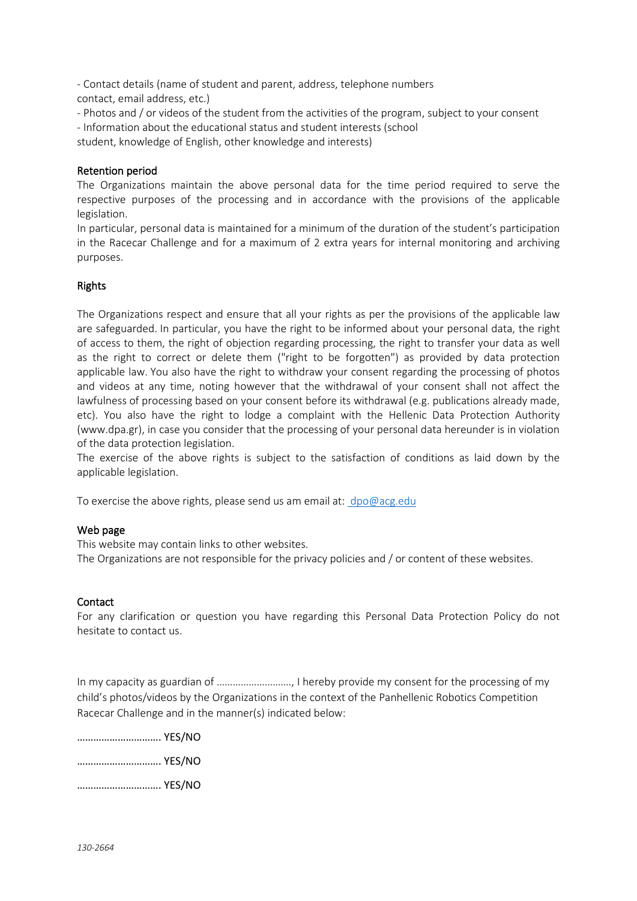- Contact details (name of student and parent, address, telephone numbers contact, email address, etc.)
- Photos and / or videos of the student from the activities of the program, subject to your consent
- Information about the educational status and student interests (school student, knowledge of English, other knowledge and interests)

### Retention period

The Organizations maintain the above personal data for the time period required to serve the respective purposes of the processing and in accordance with the provisions of the applicable legislation.

In particular, personal data is maintained for a minimum of the duration of the student's participation in the Racecar Challenge and for a maximum of 2 extra years for internal monitoring and archiving purposes.

### Rights

The Organizations respect and ensure that all your rights as per the provisions of the applicable law are safeguarded. In particular, you have the right to be informed about your personal data, the right of access to them, the right of objection regarding processing, the right to transfer your data as well as the right to correct or delete them ("right to be forgotten") as provided by data protection applicable law. You also have the right to withdraw your consent regarding the processing of photos and videos at any time, noting however that the withdrawal of your consent shall not affect the lawfulness of processing based on your consent before its withdrawal (e.g. publications already made, etc). You also have the right to lodge a complaint with the Hellenic Data Protection Authority (www.dpa.gr), in case you consider that the processing of your personal data hereunder is in violation of the data protection legislation.

The exercise of the above rights is subject to the satisfaction of conditions as laid down by the applicable legislation.

To exercise the above rights, please send us am email at: dpo@acg.edu

### Web page

This website may contain links to other websites.

The Organizations are not responsible for the privacy policies and / or content of these websites.

### Contact

For any clarification or question you have regarding this Personal Data Protection Policy do not hesitate to contact us.

In my capacity as guardian of ………………………, I hereby provide my consent for the processing of my child's photos/videos by the Organizations in the context of the Panhellenic Robotics Competition Racecar Challenge and in the manner(s) indicated below:

………………………… YES/NO

………………………… YES/NO

………………………… YES/NO

*130-2664*